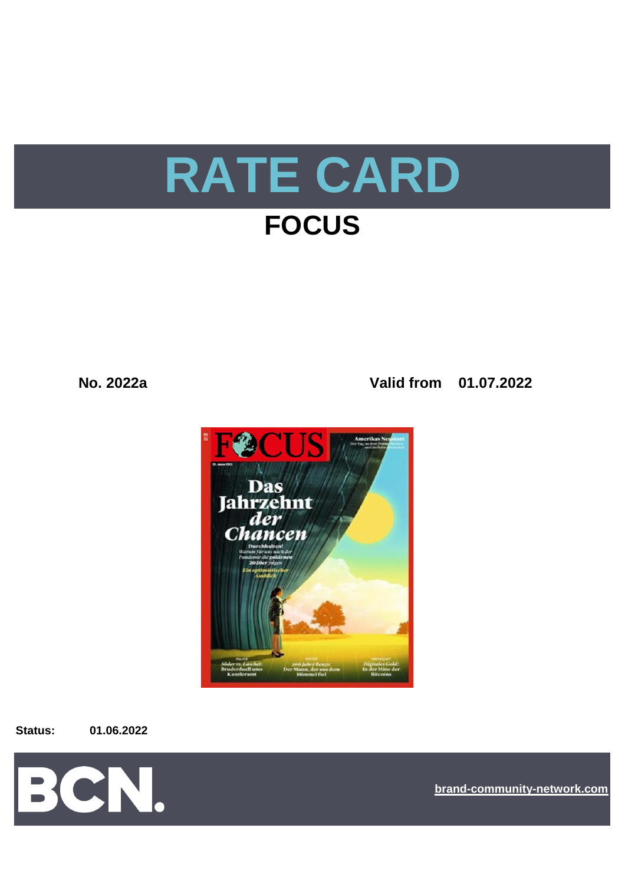# RATE CARD

## FOCUS

**No. 2022a** **Valid from 01.07.2022**

**Status:** **01.06.2022**

BCN.

brand-community-network.com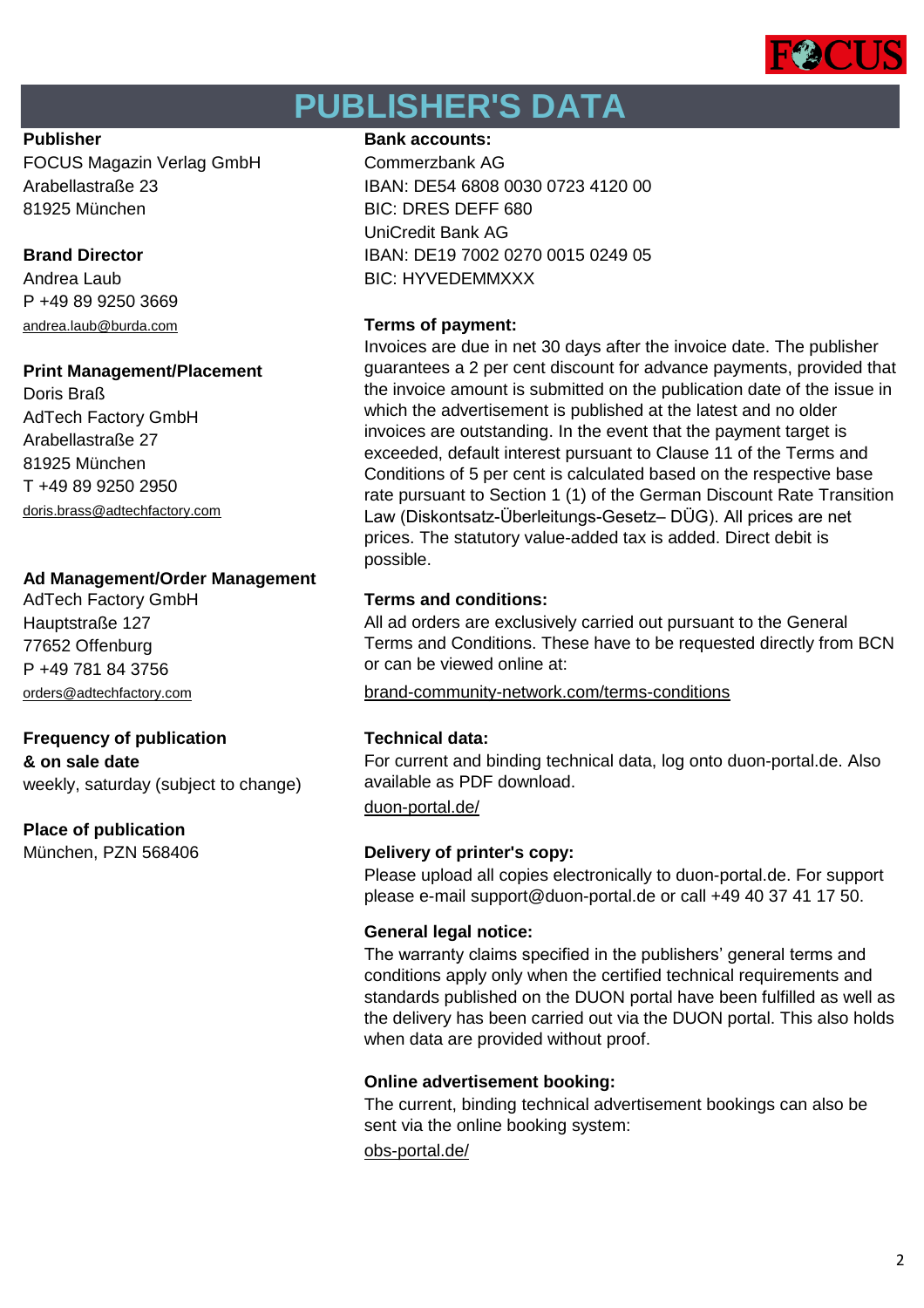# PUBLISHER'S DATA

**Publisher**
FOCUS Magazin Verlag GmbH
Arabellastraße 23
81925 München

**Brand Director**
Andrea Laub
P +49 89 9250 3669
andrea.laub@burda.com

**Print Management/Placement**
Doris Braß
AdTech Factory GmbH
Arabellastraße 27
81925 München
T +49 89 9250 2950
doris.brass@adtechfactory.com

**Ad Management/Order Management**
AdTech Factory GmbH
Hauptstraße 127
77652 Offenburg
P +49 781 84 3756
orders@adtechfactory.com

**Frequency of publication & on sale date**
weekly, saturday (subject to change)

**Place of publication**
München, PZN 568406

**Bank accounts:**
Commerzbank AG
IBAN: DE54 6808 0030 0723 4120 00
BIC: DRES DEFF 680
UniCredit Bank AG
IBAN: DE19 7002 0270 0015 0249 05
BIC: HYVEDEMMXXX

**Terms of payment:**
Invoices are due in net 30 days after the invoice date. The publisher guarantees a 2 per cent discount for advance payments, provided that the invoice amount is submitted on the publication date of the issue in which the advertisement is published at the latest and no older invoices are outstanding. In the event that the payment target is exceeded, default interest pursuant to Clause 11 of the Terms and Conditions of 5 per cent is calculated based on the respective base rate pursuant to Section 1 (1) of the German Discount Rate Transition Law (Diskontsatz-Überleitungs-Gesetz– DÜG). All prices are net prices. The statutory value-added tax is added. Direct debit is possible.

**Terms and conditions:**
All ad orders are exclusively carried out pursuant to the General Terms and Conditions. These have to be requested directly from BCN or can be viewed online at:
brand-community-network.com/terms-conditions

**Technical data:**
For current and binding technical data, log onto duon-portal.de. Also available as PDF download.
duon-portal.de/

**Delivery of printer's copy:**
Please upload all copies electronically to duon-portal.de. For support please e-mail support@duon-portal.de or call +49 40 37 41 17 50.

**General legal notice:**
The warranty claims specified in the publishers' general terms and conditions apply only when the certified technical requirements and standards published on the DUON portal have been fulfilled as well as the delivery has been carried out via the DUON portal. This also holds when data are provided without proof.

**Online advertisement booking:**
The current, binding technical advertisement bookings can also be sent via the online booking system:
obs-portal.de/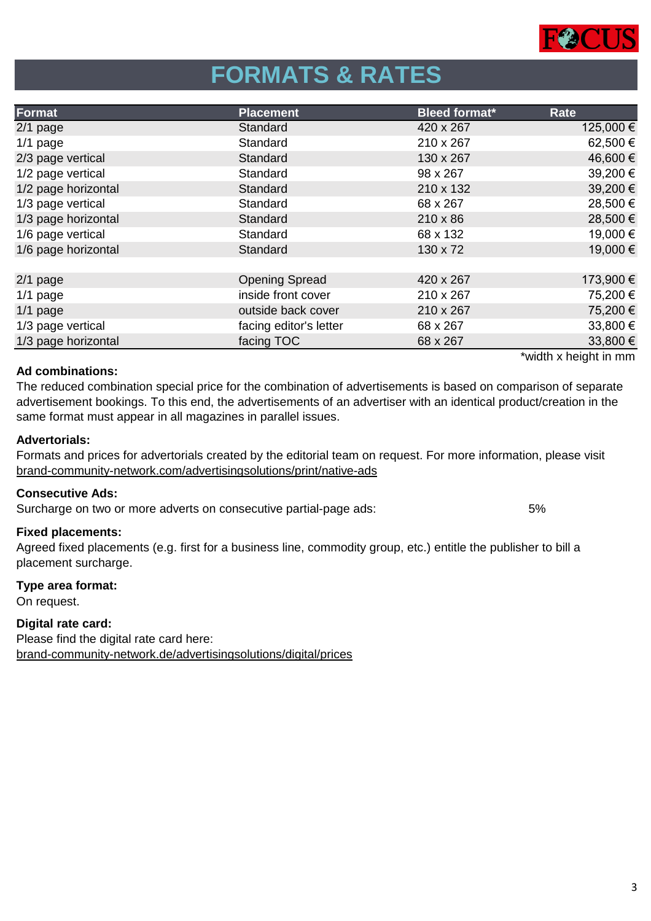# FORMATS & RATES

| Format | Placement | Bleed format* | Rate |
|---|---|---|---|
| 2/1 page | Standard | 420 x 267 | 125,000 € |
| 1/1 page | Standard | 210 x 267 | 62,500 € |
| 2/3 page vertical | Standard | 130 x 267 | 46,600 € |
| 1/2 page vertical | Standard | 98 x 267 | 39,200 € |
| 1/2 page horizontal | Standard | 210 x 132 | 39,200 € |
| 1/3 page vertical | Standard | 68 x 267 | 28,500 € |
| 1/3 page horizontal | Standard | 210 x 86 | 28,500 € |
| 1/6 page vertical | Standard | 68 x 132 | 19,000 € |
| 1/6 page horizontal | Standard | 130 x 72 | 19,000 € |
| | | | |
| 2/1 page | Opening Spread | 420 x 267 | 173,900 € |
| 1/1 page | inside front cover | 210 x 267 | 75,200 € |
| 1/1 page | outside back cover | 210 x 267 | 75,200 € |
| 1/3 page vertical | facing editor's letter | 68 x 267 | 33,800 € |
| 1/3 page horizontal | facing TOC | 68 x 267 | 33,800 € |

*width x height in mm

**Ad combinations:**
The reduced combination special price for the combination of advertisements is based on comparison of separate advertisement bookings. To this end, the advertisements of an advertiser with an identical product/creation in the same format must appear in all magazines in parallel issues.

**Advertorials:**
Formats and prices for advertorials created by the editorial team on request. For more information, please visit brand-community-network.com/advertisingsolutions/print/native-ads

**Consecutive Ads:**
Surcharge on two or more adverts on consecutive partial-page ads: 5%

**Fixed placements:**
Agreed fixed placements (e.g. first for a business line, commodity group, etc.) entitle the publisher to bill a placement surcharge.

**Type area format:**
On request.

**Digital rate card:**
Please find the digital rate card here:
brand-community-network.de/advertisingsolutions/digital/prices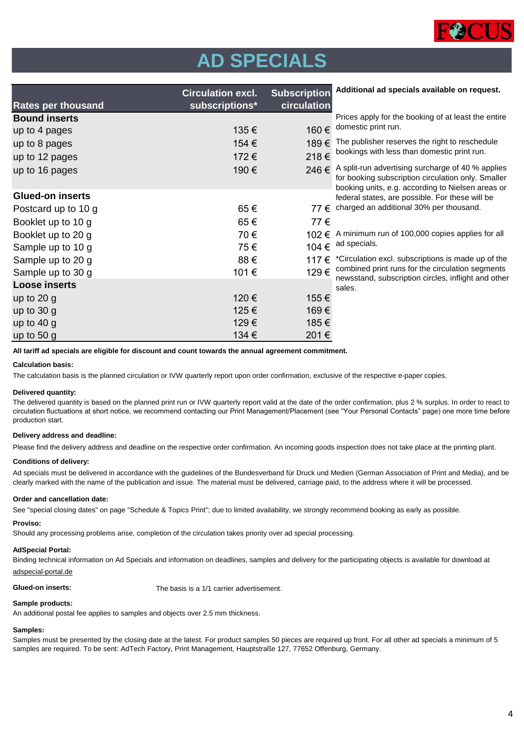# AD SPECIALS

| Rates per thousand | Circulation excl. subscriptions* | Subscription circulation |
|---|---|---|
| **Bound inserts** | | |
| up to 4 pages | 135 € | 160 € |
| up to 8 pages | 154 € | 189 € |
| up to 12 pages | 172 € | 218 € |
| up to 16 pages | 190 € | 246 € |
| **Glued-on inserts** | | |
| Postcard up to 10 g | 65 € | 77 € |
| Booklet up to 10 g | 65 € | 77 € |
| Booklet up to 20 g | 70 € | 102 € |
| Sample up to 10 g | 75 € | 104 € |
| Sample up to 20 g | 88 € | 117 € |
| Sample up to 30 g | 101 € | 129 € |
| **Loose inserts** | | |
| up to 20 g | 120 € | 155 € |
| up to 30 g | 125 € | 169 € |
| up to 40 g | 129 € | 185 € |
| up to 50 g | 134 € | 201 € |

**Additional ad specials available on request.**

Prices apply for the booking of at least the entire domestic print run.

The publisher reserves the right to reschedule bookings with less than domestic print run.

A split-run advertising surcharge of 40 % applies for booking subscription circulation only. Smaller booking units, e.g. according to Nielsen areas or federal states, are possible. For these will be charged an additional 30% per thousand.

A minimum run of 100,000 copies applies for all ad specials.

*Circulation excl. subscriptions is made up of the combined print runs for the circulation segments newsstand, subscription circles, inflight and other sales.

**All tariff ad specials are eligible for discount and count towards the annual agreement commitment.**

**Calculation basis:**

The calculation basis is the planned circulation or IVW quarterly report upon order confirmation, exclusive of the respective e-paper copies.

**Delivered quantity:**

The delivered quantity is based on the planned print run or IVW quarterly report valid at the date of the order confirmation, plus 2 % surplus. In order to react to circulation fluctuations at short notice, we recommend contacting our Print Management/Placement (see "Your Personal Contacts" page) one more time before production start.

**Delivery address and deadline:**

Please find the delivery address and deadline on the respective order confirmation. An incoming goods inspection does not take place at the printing plant.

**Conditions of delivery:**

Ad specials must be delivered in accordance with the guidelines of the Bundesverband für Druck und Medien (German Association of Print and Media), and be clearly marked with the name of the publication and issue. The material must be delivered, carriage paid, to the address where it will be processed.

**Order and cancellation date:**

See "special closing dates" on page "Schedule & Topics Print"; due to limited availability, we strongly recommend booking as early as possible.

**Proviso:**

Should any processing problems arise, completion of the circulation takes priority over ad special processing.

**AdSpecial Portal:**

Binding technical information on Ad Specials and information on deadlines, samples and delivery for the participating objects is available for download at adspecial-portal.de

**Glued-on inserts:** The basis is a 1/1 carrier advertisement.

**Sample products:**

An additional postal fee applies to samples and objects over 2.5 mm thickness.

**Samples:**

Samples must be presented by the closing date at the latest. For product samples 50 pieces are required up front. For all other ad specials a minimum of 5 samples are required. To be sent: AdTech Factory, Print Management, Hauptstraße 127, 77652 Offenburg, Germany.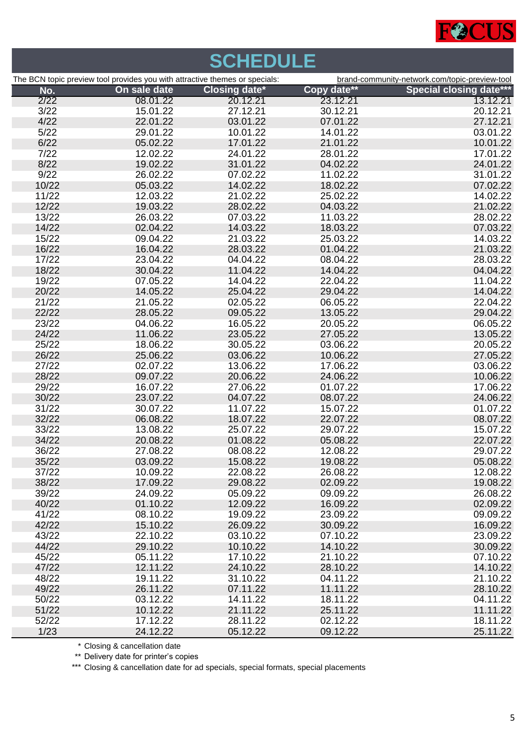# SCHEDULE

The BCN topic preview tool provides you with attractive themes or specials: brand-community-network.com/topic-preview-tool

| No. | On sale date | Closing date* | Copy date** | Special closing date*** |
|---|---|---|---|---|
| 2/22 | 08.01.22 | 20.12.21 | 23.12.21 | 13.12.21 |
| 3/22 | 15.01.22 | 27.12.21 | 30.12.21 | 20.12.21 |
| 4/22 | 22.01.22 | 03.01.22 | 07.01.22 | 27.12.21 |
| 5/22 | 29.01.22 | 10.01.22 | 14.01.22 | 03.01.22 |
| 6/22 | 05.02.22 | 17.01.22 | 21.01.22 | 10.01.22 |
| 7/22 | 12.02.22 | 24.01.22 | 28.01.22 | 17.01.22 |
| 8/22 | 19.02.22 | 31.01.22 | 04.02.22 | 24.01.22 |
| 9/22 | 26.02.22 | 07.02.22 | 11.02.22 | 31.01.22 |
| 10/22 | 05.03.22 | 14.02.22 | 18.02.22 | 07.02.22 |
| 11/22 | 12.03.22 | 21.02.22 | 25.02.22 | 14.02.22 |
| 12/22 | 19.03.22 | 28.02.22 | 04.03.22 | 21.02.22 |
| 13/22 | 26.03.22 | 07.03.22 | 11.03.22 | 28.02.22 |
| 14/22 | 02.04.22 | 14.03.22 | 18.03.22 | 07.03.22 |
| 15/22 | 09.04.22 | 21.03.22 | 25.03.22 | 14.03.22 |
| 16/22 | 16.04.22 | 28.03.22 | 01.04.22 | 21.03.22 |
| 17/22 | 23.04.22 | 04.04.22 | 08.04.22 | 28.03.22 |
| 18/22 | 30.04.22 | 11.04.22 | 14.04.22 | 04.04.22 |
| 19/22 | 07.05.22 | 14.04.22 | 22.04.22 | 11.04.22 |
| 20/22 | 14.05.22 | 25.04.22 | 29.04.22 | 14.04.22 |
| 21/22 | 21.05.22 | 02.05.22 | 06.05.22 | 22.04.22 |
| 22/22 | 28.05.22 | 09.05.22 | 13.05.22 | 29.04.22 |
| 23/22 | 04.06.22 | 16.05.22 | 20.05.22 | 06.05.22 |
| 24/22 | 11.06.22 | 23.05.22 | 27.05.22 | 13.05.22 |
| 25/22 | 18.06.22 | 30.05.22 | 03.06.22 | 20.05.22 |
| 26/22 | 25.06.22 | 03.06.22 | 10.06.22 | 27.05.22 |
| 27/22 | 02.07.22 | 13.06.22 | 17.06.22 | 03.06.22 |
| 28/22 | 09.07.22 | 20.06.22 | 24.06.22 | 10.06.22 |
| 29/22 | 16.07.22 | 27.06.22 | 01.07.22 | 17.06.22 |
| 30/22 | 23.07.22 | 04.07.22 | 08.07.22 | 24.06.22 |
| 31/22 | 30.07.22 | 11.07.22 | 15.07.22 | 01.07.22 |
| 32/22 | 06.08.22 | 18.07.22 | 22.07.22 | 08.07.22 |
| 33/22 | 13.08.22 | 25.07.22 | 29.07.22 | 15.07.22 |
| 34/22 | 20.08.22 | 01.08.22 | 05.08.22 | 22.07.22 |
| 36/22 | 27.08.22 | 08.08.22 | 12.08.22 | 29.07.22 |
| 35/22 | 03.09.22 | 15.08.22 | 19.08.22 | 05.08.22 |
| 37/22 | 10.09.22 | 22.08.22 | 26.08.22 | 12.08.22 |
| 38/22 | 17.09.22 | 29.08.22 | 02.09.22 | 19.08.22 |
| 39/22 | 24.09.22 | 05.09.22 | 09.09.22 | 26.08.22 |
| 40/22 | 01.10.22 | 12.09.22 | 16.09.22 | 02.09.22 |
| 41/22 | 08.10.22 | 19.09.22 | 23.09.22 | 09.09.22 |
| 42/22 | 15.10.22 | 26.09.22 | 30.09.22 | 16.09.22 |
| 43/22 | 22.10.22 | 03.10.22 | 07.10.22 | 23.09.22 |
| 44/22 | 29.10.22 | 10.10.22 | 14.10.22 | 30.09.22 |
| 45/22 | 05.11.22 | 17.10.22 | 21.10.22 | 07.10.22 |
| 47/22 | 12.11.22 | 24.10.22 | 28.10.22 | 14.10.22 |
| 48/22 | 19.11.22 | 31.10.22 | 04.11.22 | 21.10.22 |
| 49/22 | 26.11.22 | 07.11.22 | 11.11.22 | 28.10.22 |
| 50/22 | 03.12.22 | 14.11.22 | 18.11.22 | 04.11.22 |
| 51/22 | 10.12.22 | 21.11.22 | 25.11.22 | 11.11.22 |
| 52/22 | 17.12.22 | 28.11.22 | 02.12.22 | 18.11.22 |
| 1/23 | 24.12.22 | 05.12.22 | 09.12.22 | 25.11.22 |

\* Closing & cancellation date

** Delivery date for printer's copies

*** Closing & cancellation date for ad specials, special formats, special placements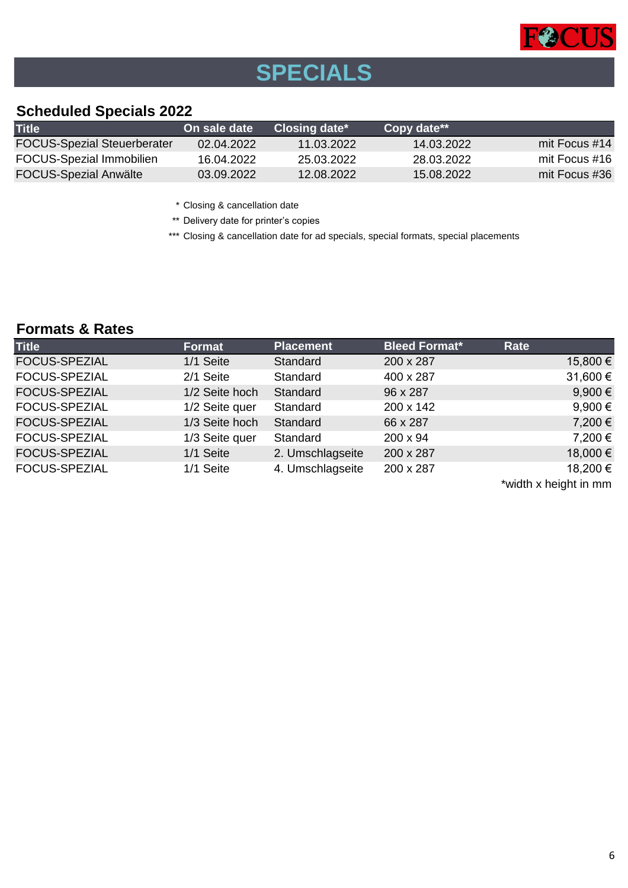# SPECIALS

## Scheduled Specials 2022

| Title | On sale date | Closing date* | Copy date** | |
|---|---|---|---|---|
| FOCUS-Spezial Steuerberater | 02.04.2022 | 11.03.2022 | 14.03.2022 | mit Focus #14 |
| FOCUS-Spezial Immobilien | 16.04.2022 | 25.03.2022 | 28.03.2022 | mit Focus #16 |
| FOCUS-Spezial Anwälte | 03.09.2022 | 12.08.2022 | 15.08.2022 | mit Focus #36 |

\* Closing & cancellation date

** Delivery date for printer's copies

*** Closing & cancellation date for ad specials, special formats, special placements

## Formats & Rates

| Title | Format | Placement | Bleed Format* | Rate |
|---|---|---|---|---|
| FOCUS-SPEZIAL | 1/1 Seite | Standard | 200 x 287 | 15,800 € |
| FOCUS-SPEZIAL | 2/1 Seite | Standard | 400 x 287 | 31,600 € |
| FOCUS-SPEZIAL | 1/2 Seite hoch | Standard | 96 x 287 | 9,900 € |
| FOCUS-SPEZIAL | 1/2 Seite quer | Standard | 200 x 142 | 9,900 € |
| FOCUS-SPEZIAL | 1/3 Seite hoch | Standard | 66 x 287 | 7,200 € |
| FOCUS-SPEZIAL | 1/3 Seite quer | Standard | 200 x 94 | 7,200 € |
| FOCUS-SPEZIAL | 1/1 Seite | 2. Umschlagseite | 200 x 287 | 18,000 € |
| FOCUS-SPEZIAL | 1/1 Seite | 4. Umschlagseite | 200 x 287 | 18,200 € |

*width x height in mm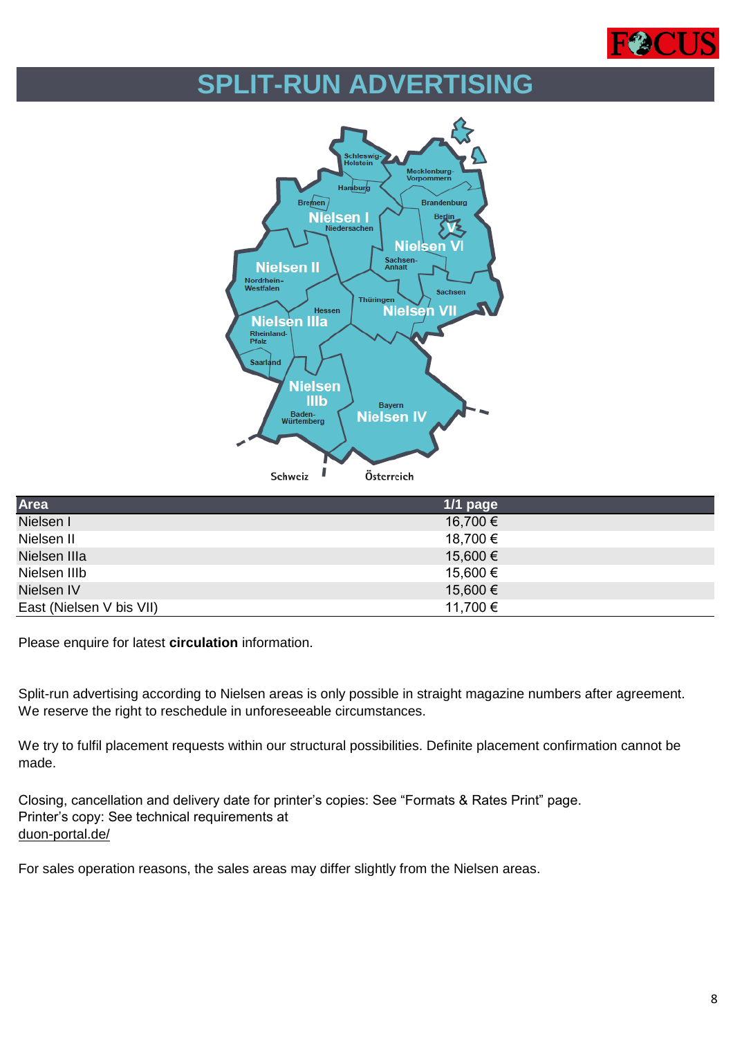# SPLIT-RUN ADVERTISING

| Area | 1/1 page |
| --- | --- |
| Nielsen I | 16,700 € |
| Nielsen II | 18,700 € |
| Nielsen IIIa | 15,600 € |
| Nielsen IIIb | 15,600 € |
| Nielsen IV | 15,600 € |
| East (Nielsen V bis VII) | 11,700 € |

Please enquire for latest **circulation** information.

Split-run advertising according to Nielsen areas is only possible in straight magazine numbers after agreement. We reserve the right to reschedule in unforeseeable circumstances.

We try to fulfil placement requests within our structural possibilities. Definite placement confirmation cannot be made.

Closing, cancellation and delivery date for printer's copies: See "Formats & Rates Print" page.
Printer's copy: See technical requirements at
duon-portal.de/

For sales operation reasons, the sales areas may differ slightly from the Nielsen areas.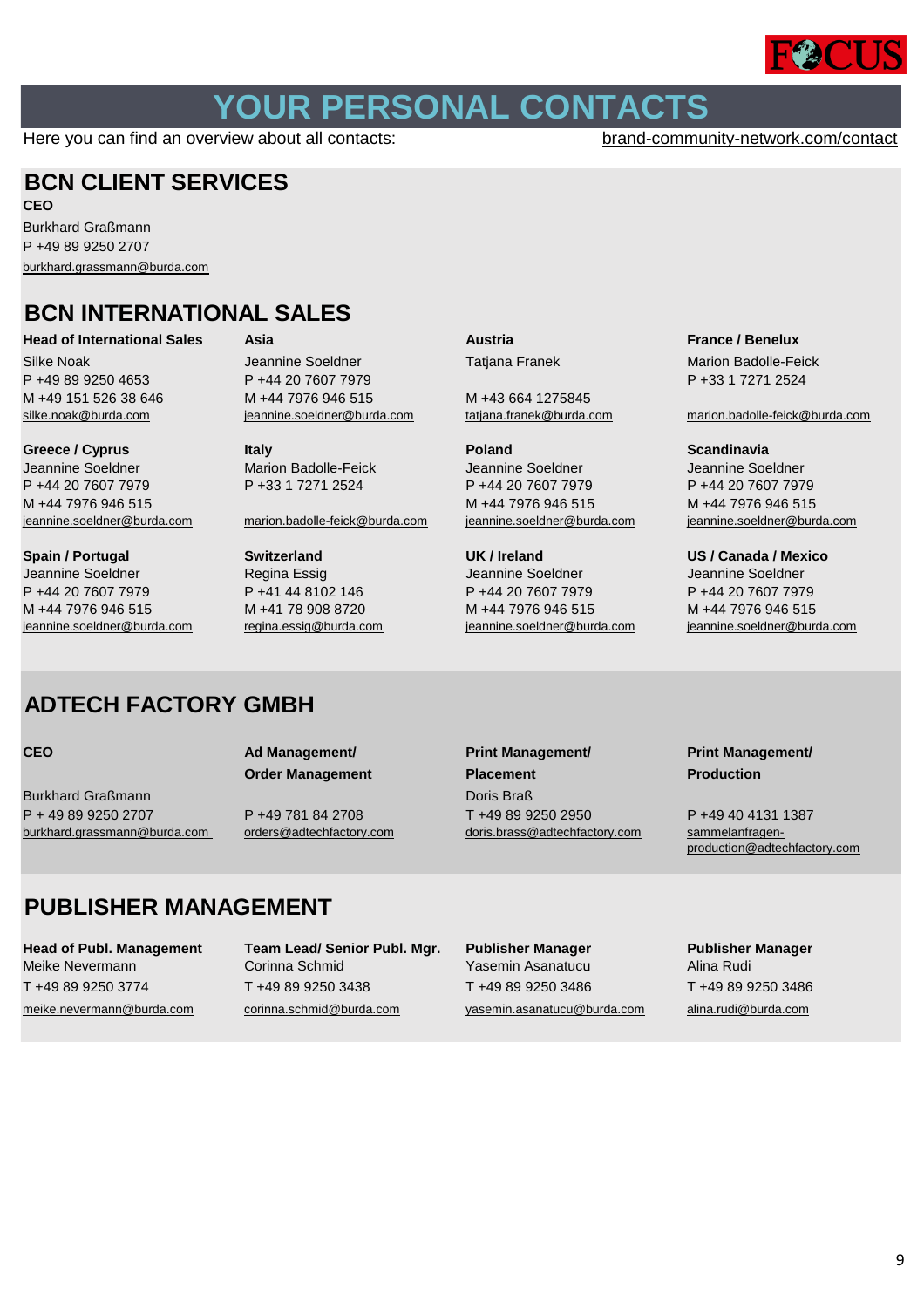# YOUR PERSONAL CONTACTS

Here you can find an overview about all contacts: brand-community-network.com/contact

## BCN CLIENT SERVICES

**CEO**
Burkhard Graßmann
P +49 89 9250 2707
burkhard.grassmann@burda.com

## BCN INTERNATIONAL SALES

**Head of International Sales**
Silke Noak
P +49 89 9250 4653
M +49 151 526 38 646
silke.noak@burda.com

**Asia**
Jeannine Soeldner
P +44 20 7607 7979
M +44 7976 946 515
jeannine.soeldner@burda.com

**Austria**
Tatjana Franek
M +43 664 1275845
tatjana.franek@burda.com

**France / Benelux**
Marion Badolle-Feick
P +33 1 7271 2524
marion.badolle-feick@burda.com

**Greece / Cyprus**
Jeannine Soeldner
P +44 20 7607 7979
M +44 7976 946 515
jeannine.soeldner@burda.com

**Italy**
Marion Badolle-Feick
P +33 1 7271 2524
marion.badolle-feick@burda.com

**Poland**
Jeannine Soeldner
P +44 20 7607 7979
M +44 7976 946 515
jeannine.soeldner@burda.com

**Scandinavia**
Jeannine Soeldner
P +44 20 7607 7979
M +44 7976 946 515
jeannine.soeldner@burda.com

**Spain / Portugal**
Jeannine Soeldner
P +44 20 7607 7979
M +44 7976 946 515
jeannine.soeldner@burda.com

**Switzerland**
Regina Essig
P +41 44 8102 146
M +41 78 908 8720
regina.essig@burda.com

**UK / Ireland**
Jeannine Soeldner
P +44 20 7607 7979
M +44 7976 946 515
jeannine.soeldner@burda.com

**US / Canada / Mexico**
Jeannine Soeldner
P +44 20 7607 7979
M +44 7976 946 515
jeannine.soeldner@burda.com

## ADTECH FACTORY GMBH

**CEO**
Burkhard Graßmann
P + 49 89 9250 2707
burkhard.grassmann@burda.com

**Ad Management/ Order Management**
P +49 781 84 2708
orders@adtechfactory.com

**Print Management/ Placement**
Doris Braß
T +49 89 9250 2950
doris.brass@adtechfactory.com

**Print Management/ Production**
P +49 40 4131 1387
sammelanfragen-production@adtechfactory.com

## PUBLISHER MANAGEMENT

**Head of Publ. Management**
Meike Nevermann
T +49 89 9250 3774
meike.nevermann@burda.com

**Team Lead/ Senior Publ. Mgr.**
Corinna Schmid
T +49 89 9250 3438
corinna.schmid@burda.com

**Publisher Manager**
Yasemin Asanatucu
T +49 89 9250 3486
yasemin.asanatucu@burda.com

**Publisher Manager**
Alina Rudi
T +49 89 9250 3486
alina.rudi@burda.com